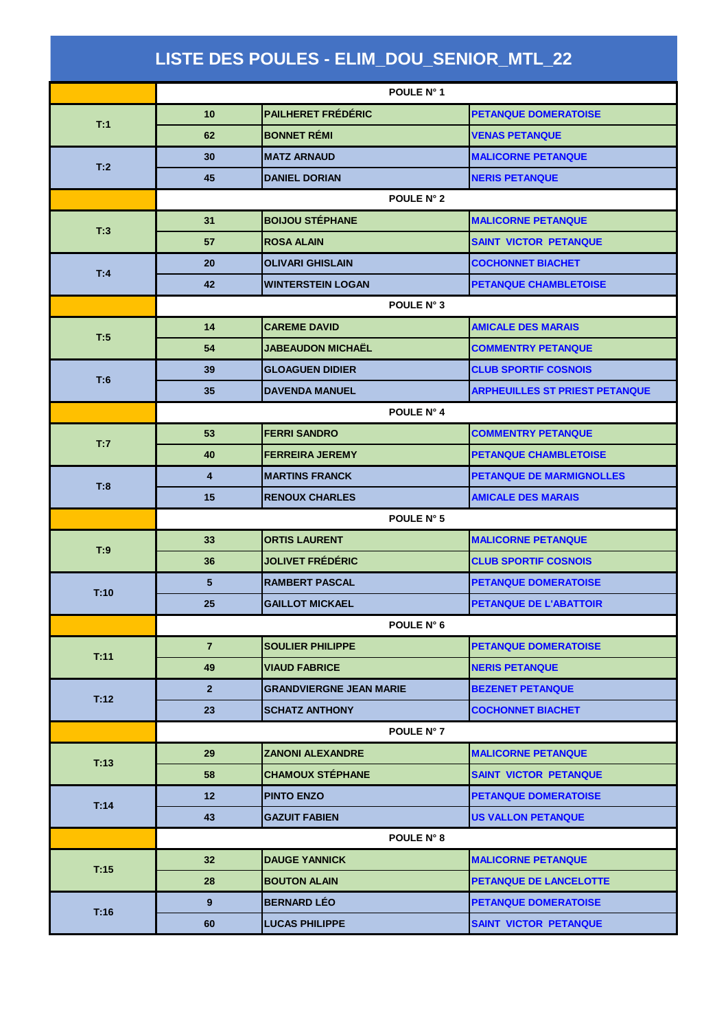# LISTE DES POULES - ELIM_DOU_SENIOR_MTL_22

| | | | |
|---|---|---|---|
| | POULE N° 1 | | |
| T:1 | 10 | PAILHERET FRÉDÉRIC | PETANQUE DOMERATOISE |
| | 62 | BONNET RÉMI | VENAS PETANQUE |
| T:2 | 30 | MATZ ARNAUD | MALICORNE PETANQUE |
| | 45 | DANIEL DORIAN | NERIS PETANQUE |
| | POULE N° 2 | | |
| T:3 | 31 | BOIJOU STÉPHANE | MALICORNE PETANQUE |
| | 57 | ROSA ALAIN | SAINT VICTOR PETANQUE |
| T:4 | 20 | OLIVARI GHISLAIN | COCHONNET BIACHET |
| | 42 | WINTERSTEIN LOGAN | PETANQUE CHAMBLETOISE |
| | POULE N° 3 | | |
| T:5 | 14 | CAREME DAVID | AMICALE DES MARAIS |
| | 54 | JABEAUDON MICHAËL | COMMENTRY PETANQUE |
| T:6 | 39 | GLOAGUEN DIDIER | CLUB SPORTIF COSNOIS |
| | 35 | DAVENDA MANUEL | ARPHEUILLES ST PRIEST PETANQUE |
| | POULE N° 4 | | |
| T:7 | 53 | FERRI SANDRO | COMMENTRY PETANQUE |
| | 40 | FERREIRA JEREMY | PETANQUE CHAMBLETOISE |
| T:8 | 4 | MARTINS FRANCK | PETANQUE DE MARMIGNOLLES |
| | 15 | RENOUX CHARLES | AMICALE DES MARAIS |
| | POULE N° 5 | | |
| T:9 | 33 | ORTIS LAURENT | MALICORNE PETANQUE |
| | 36 | JOLIVET FRÉDÉRIC | CLUB SPORTIF COSNOIS |
| T:10 | 5 | RAMBERT PASCAL | PETANQUE DOMERATOISE |
| | 25 | GAILLOT MICKAEL | PETANQUE DE L'ABATTOIR |
| | POULE N° 6 | | |
| T:11 | 7 | SOULIER PHILIPPE | PETANQUE DOMERATOISE |
| | 49 | VIAUD FABRICE | NERIS PETANQUE |
| T:12 | 2 | GRANDVIERGNE JEAN MARIE | BEZENET PETANQUE |
| | 23 | SCHATZ ANTHONY | COCHONNET BIACHET |
| | POULE N° 7 | | |
| T:13 | 29 | ZANONI ALEXANDRE | MALICORNE PETANQUE |
| | 58 | CHAMOUX STÉPHANE | SAINT VICTOR PETANQUE |
| T:14 | 12 | PINTO ENZO | PETANQUE DOMERATOISE |
| | 43 | GAZUIT FABIEN | US VALLON PETANQUE |
| | POULE N° 8 | | |
| T:15 | 32 | DAUGE YANNICK | MALICORNE PETANQUE |
| | 28 | BOUTON ALAIN | PETANQUE DE LANCELOTTE |
| T:16 | 9 | BERNARD LÉO | PETANQUE DOMERATOISE |
| | 60 | LUCAS PHILIPPE | SAINT VICTOR PETANQUE |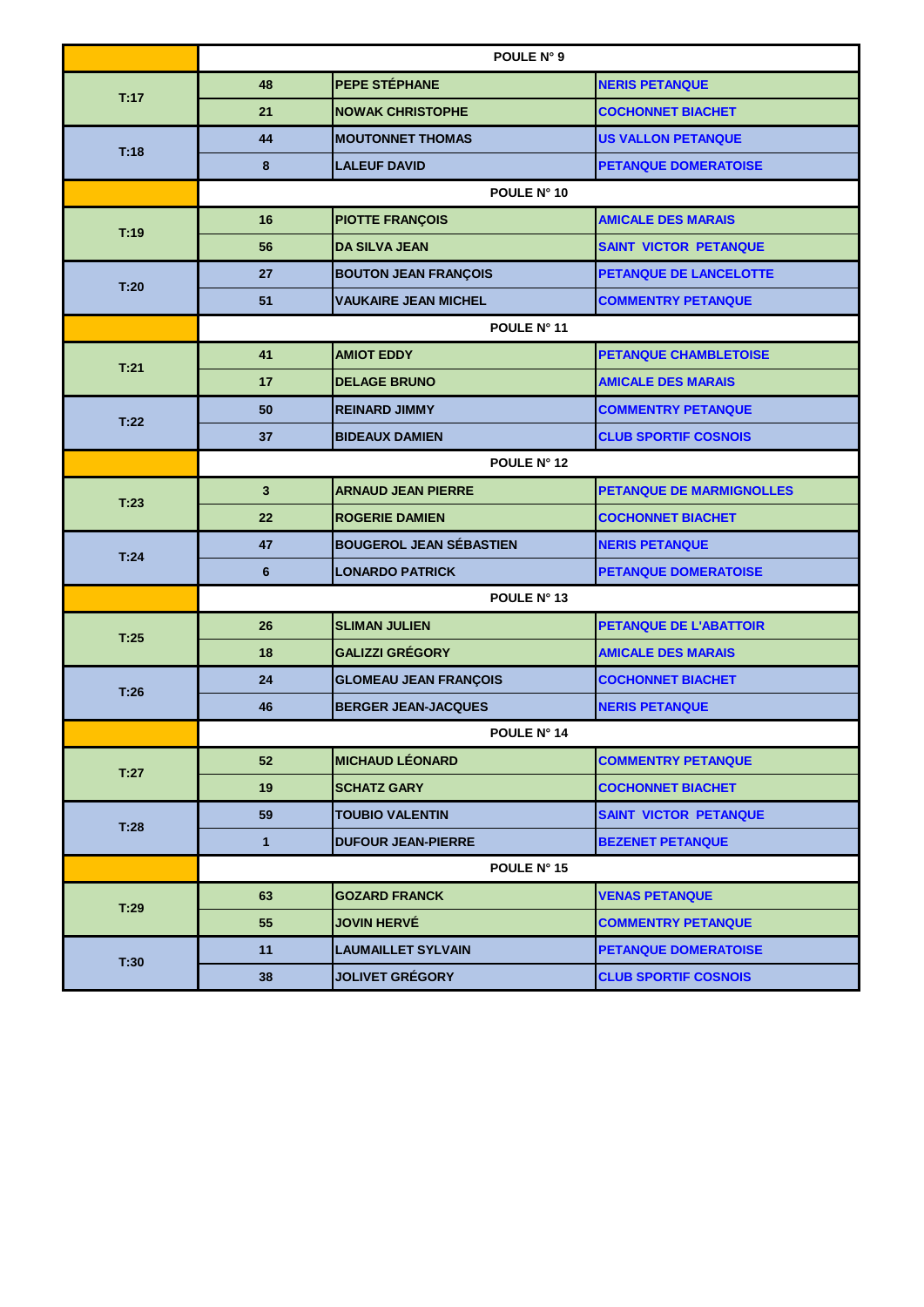| | POULE N° 9 | | |
|---|---|---|---|
| T:17 | 48 | PEPE STÉPHANE | NERIS PETANQUE |
| | 21 | NOWAK CHRISTOPHE | COCHONNET BIACHET |
| T:18 | 44 | MOUTONNET THOMAS | US VALLON PETANQUE |
| | 8 | LALEUF DAVID | PETANQUE DOMERATOISE |
| | POULE N° 10 | | |
| T:19 | 16 | PIOTTE FRANÇOIS | AMICALE DES MARAIS |
| | 56 | DA SILVA JEAN | SAINT VICTOR PETANQUE |
| T:20 | 27 | BOUTON JEAN FRANÇOIS | PETANQUE DE LANCELOTTE |
| | 51 | VAUKAIRE JEAN MICHEL | COMMENTRY PETANQUE |
| | POULE N° 11 | | |
| T:21 | 41 | AMIOT EDDY | PETANQUE CHAMBLETOISE |
| | 17 | DELAGE BRUNO | AMICALE DES MARAIS |
| T:22 | 50 | REINARD JIMMY | COMMENTRY PETANQUE |
| | 37 | BIDEAUX DAMIEN | CLUB SPORTIF COSNOIS |
| | POULE N° 12 | | |
| T:23 | 3 | ARNAUD JEAN PIERRE | PETANQUE DE MARMIGNOLLES |
| | 22 | ROGERIE DAMIEN | COCHONNET BIACHET |
| T:24 | 47 | BOUGEROL JEAN SÉBASTIEN | NERIS PETANQUE |
| | 6 | LONARDO PATRICK | PETANQUE DOMERATOISE |
| | POULE N° 13 | | |
| T:25 | 26 | SLIMAN JULIEN | PETANQUE DE L'ABATTOIR |
| | 18 | GALIZZI GRÉGORY | AMICALE DES MARAIS |
| T:26 | 24 | GLOMEAU JEAN FRANÇOIS | COCHONNET BIACHET |
| | 46 | BERGER JEAN-JACQUES | NERIS PETANQUE |
| | POULE N° 14 | | |
| T:27 | 52 | MICHAUD LÉONARD | COMMENTRY PETANQUE |
| | 19 | SCHATZ GARY | COCHONNET BIACHET |
| T:28 | 59 | TOUBIO VALENTIN | SAINT VICTOR PETANQUE |
| | 1 | DUFOUR JEAN-PIERRE | BEZENET PETANQUE |
| | POULE N° 15 | | |
| T:29 | 63 | GOZARD FRANCK | VENAS PETANQUE |
| | 55 | JOVIN HERVÉ | COMMENTRY PETANQUE |
| T:30 | 11 | LAUMAILLET SYLVAIN | PETANQUE DOMERATOISE |
| | 38 | JOLIVET GRÉGORY | CLUB SPORTIF COSNOIS |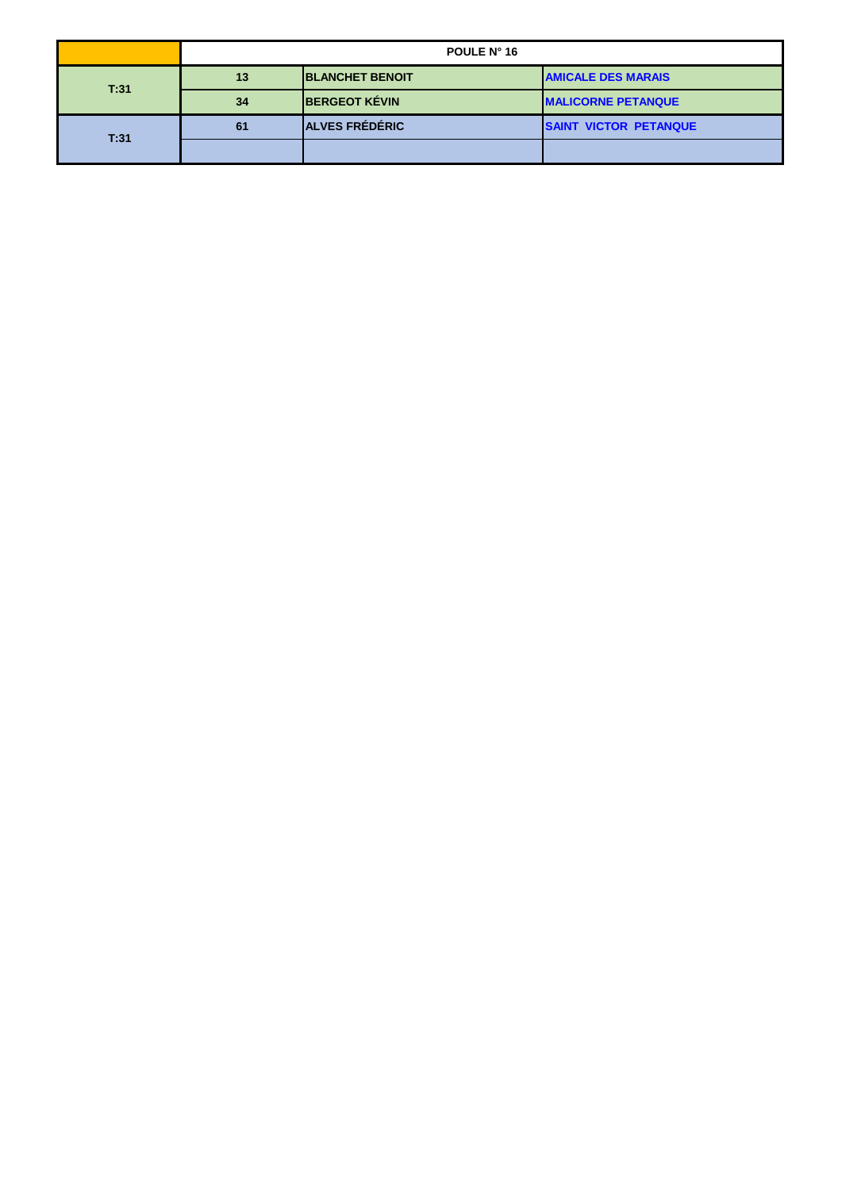| | POULE N° 16 | | |
|---|---|---|---|
| T:31 | 13 | BLANCHET BENOIT | AMICALE DES MARAIS |
| | 34 | BERGEOT KÉVIN | MALICORNE PETANQUE |
| T:31 | 61 | ALVES FRÉDÉRIC | SAINT VICTOR PETANQUE |
| | | | |